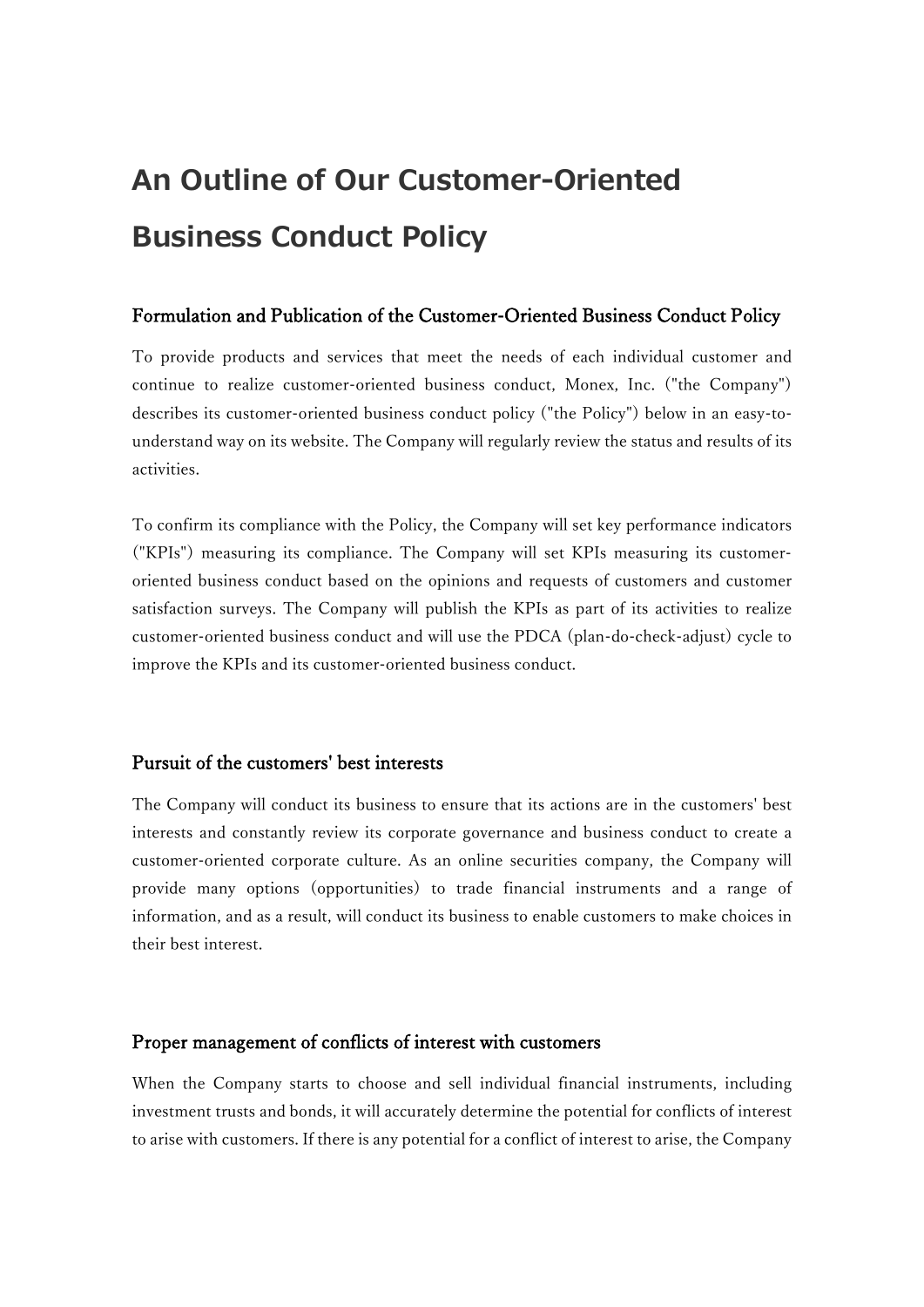# An Outline of Our Customer-Oriented Business Conduct Policy

## Formulation and Publication of the Customer-Oriented Business Conduct Policy

To provide products and services that meet the needs of each individual customer and continue to realize customer-oriented business conduct, Monex, Inc. ("the Company") describes its customer-oriented business conduct policy ("the Policy") below in an easy-to-understand way on its website. The Company will regularly review the status and results of its activities.

To confirm its compliance with the Policy, the Company will set key performance indicators ("KPIs") measuring its compliance. The Company will set KPIs measuring its customer-oriented business conduct based on the opinions and requests of customers and customer satisfaction surveys. The Company will publish the KPIs as part of its activities to realize customer-oriented business conduct and will use the PDCA (plan-do-check-adjust) cycle to improve the KPIs and its customer-oriented business conduct.

## Pursuit of the customers' best interests

The Company will conduct its business to ensure that its actions are in the customers' best interests and constantly review its corporate governance and business conduct to create a customer-oriented corporate culture. As an online securities company, the Company will provide many options (opportunities) to trade financial instruments and a range of information, and as a result, will conduct its business to enable customers to make choices in their best interest.

## Proper management of conflicts of interest with customers

When the Company starts to choose and sell individual financial instruments, including investment trusts and bonds, it will accurately determine the potential for conflicts of interest to arise with customers. If there is any potential for a conflict of interest to arise, the Company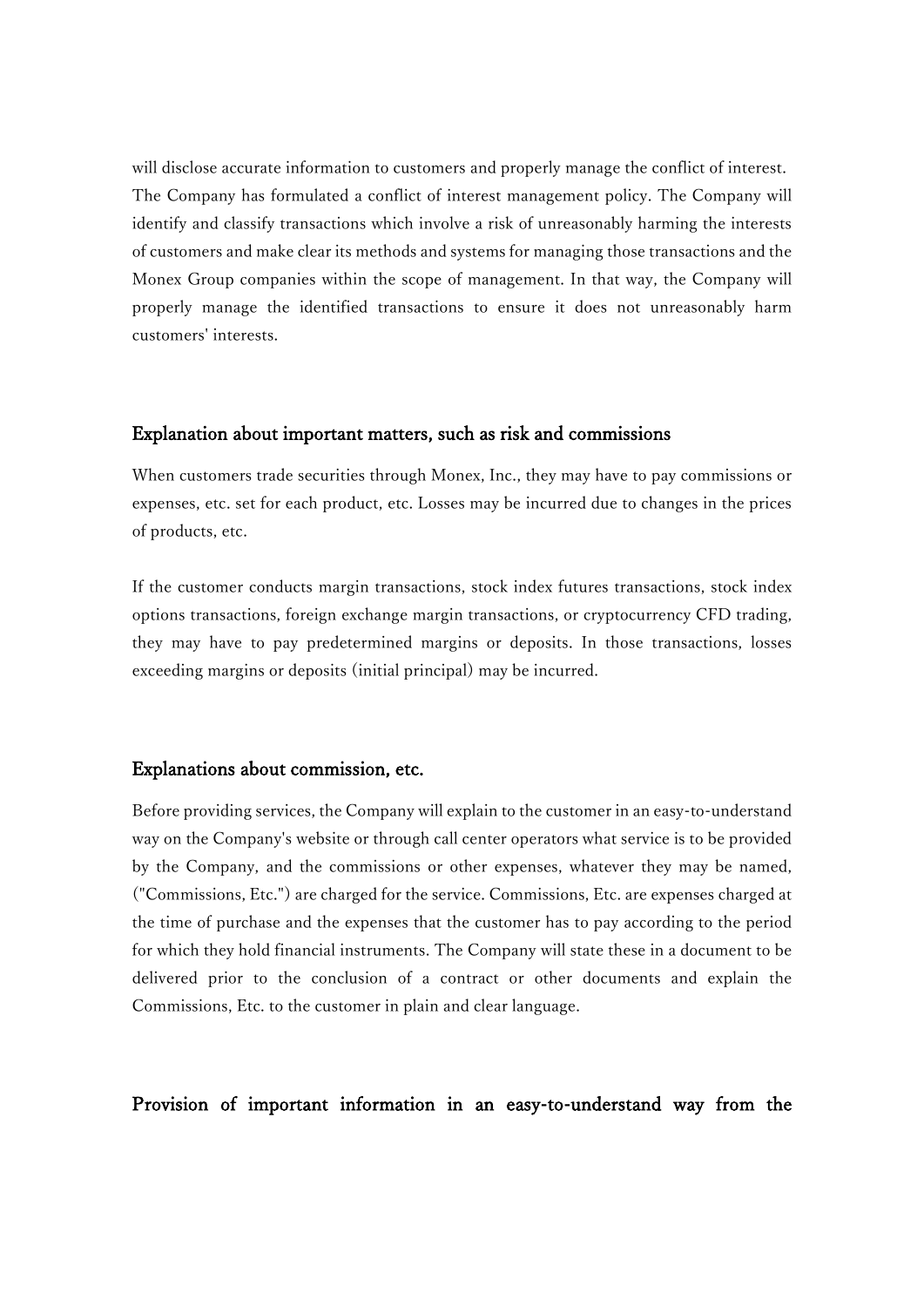will disclose accurate information to customers and properly manage the conflict of interest. The Company has formulated a conflict of interest management policy. The Company will identify and classify transactions which involve a risk of unreasonably harming the interests of customers and make clear its methods and systems for managing those transactions and the Monex Group companies within the scope of management. In that way, the Company will properly manage the identified transactions to ensure it does not unreasonably harm customers' interests.

## Explanation about important matters, such as risk and commissions

When customers trade securities through Monex, Inc., they may have to pay commissions or expenses, etc. set for each product, etc. Losses may be incurred due to changes in the prices of products, etc.

If the customer conducts margin transactions, stock index futures transactions, stock index options transactions, foreign exchange margin transactions, or cryptocurrency CFD trading, they may have to pay predetermined margins or deposits. In those transactions, losses exceeding margins or deposits (initial principal) may be incurred.

## Explanations about commission, etc.

Before providing services, the Company will explain to the customer in an easy-to-understand way on the Company's website or through call center operators what service is to be provided by the Company, and the commissions or other expenses, whatever they may be named, ("Commissions, Etc.") are charged for the service. Commissions, Etc. are expenses charged at the time of purchase and the expenses that the customer has to pay according to the period for which they hold financial instruments. The Company will state these in a document to be delivered prior to the conclusion of a contract or other documents and explain the Commissions, Etc. to the customer in plain and clear language.

## Provision of important information in an easy-to-understand way from the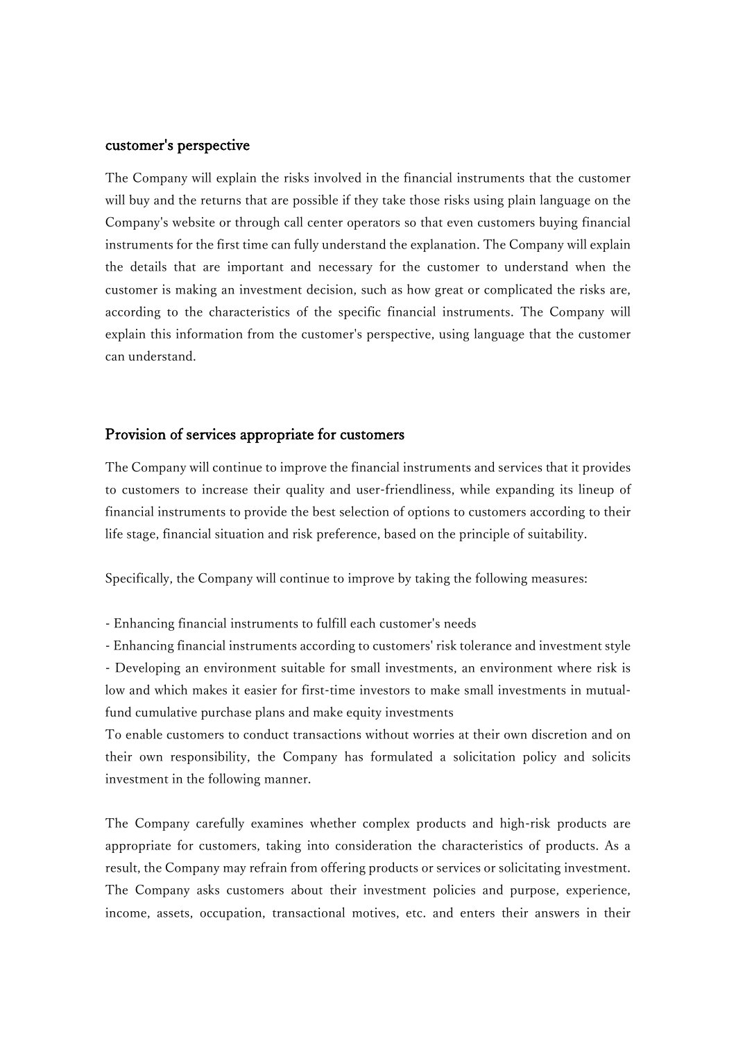## customer's perspective

The Company will explain the risks involved in the financial instruments that the customer will buy and the returns that are possible if they take those risks using plain language on the Company's website or through call center operators so that even customers buying financial instruments for the first time can fully understand the explanation. The Company will explain the details that are important and necessary for the customer to understand when the customer is making an investment decision, such as how great or complicated the risks are, according to the characteristics of the specific financial instruments. The Company will explain this information from the customer's perspective, using language that the customer can understand.

## Provision of services appropriate for customers

The Company will continue to improve the financial instruments and services that it provides to customers to increase their quality and user-friendliness, while expanding its lineup of financial instruments to provide the best selection of options to customers according to their life stage, financial situation and risk preference, based on the principle of suitability.

Specifically, the Company will continue to improve by taking the following measures:

- Enhancing financial instruments to fulfill each customer's needs
- Enhancing financial instruments according to customers' risk tolerance and investment style
- Developing an environment suitable for small investments, an environment where risk is low and which makes it easier for first-time investors to make small investments in mutual-fund cumulative purchase plans and make equity investments

To enable customers to conduct transactions without worries at their own discretion and on their own responsibility, the Company has formulated a solicitation policy and solicits investment in the following manner.

The Company carefully examines whether complex products and high-risk products are appropriate for customers, taking into consideration the characteristics of products. As a result, the Company may refrain from offering products or services or solicitating investment. The Company asks customers about their investment policies and purpose, experience, income, assets, occupation, transactional motives, etc. and enters their answers in their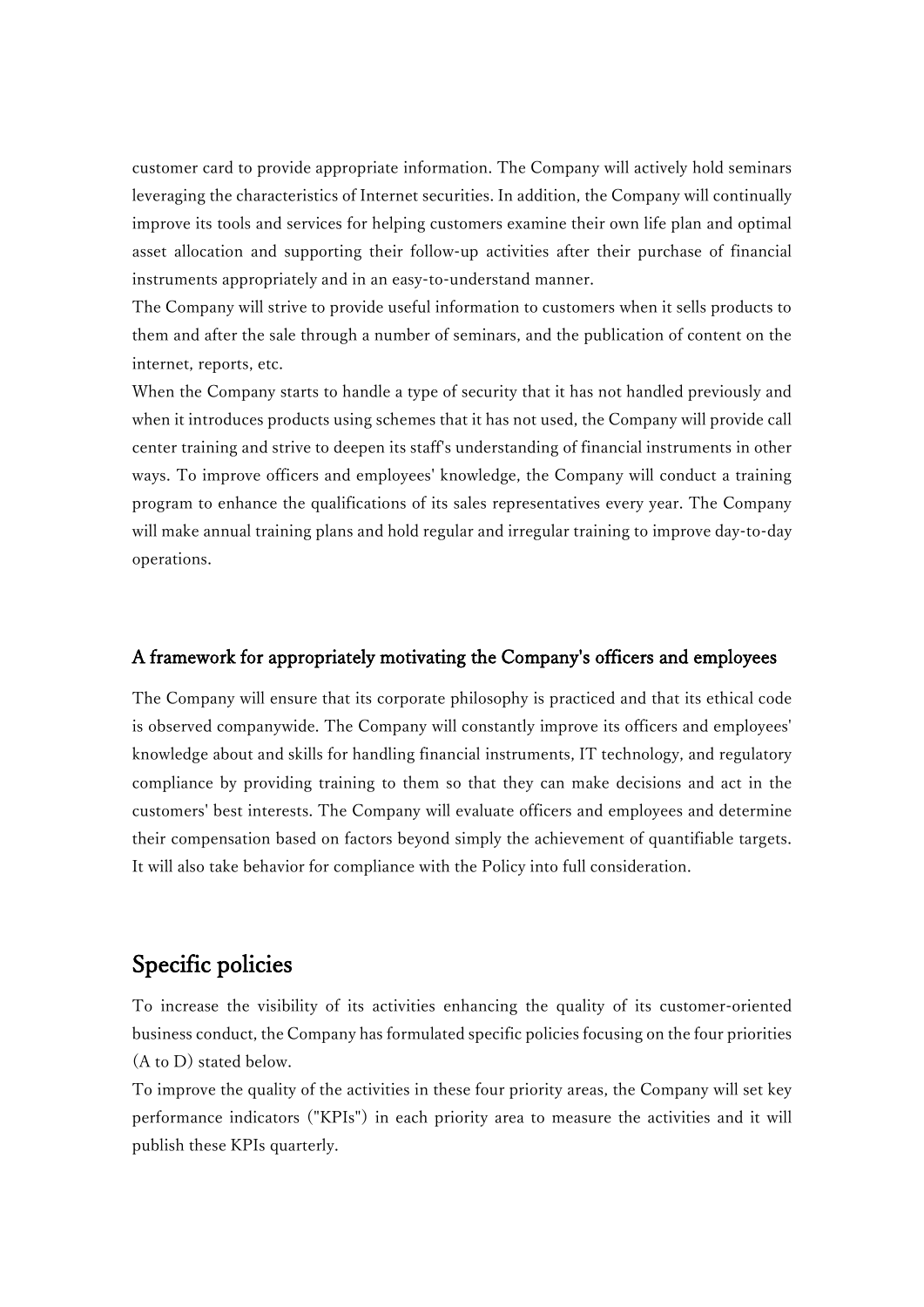customer card to provide appropriate information. The Company will actively hold seminars leveraging the characteristics of Internet securities. In addition, the Company will continually improve its tools and services for helping customers examine their own life plan and optimal asset allocation and supporting their follow-up activities after their purchase of financial instruments appropriately and in an easy-to-understand manner.

The Company will strive to provide useful information to customers when it sells products to them and after the sale through a number of seminars, and the publication of content on the internet, reports, etc.

When the Company starts to handle a type of security that it has not handled previously and when it introduces products using schemes that it has not used, the Company will provide call center training and strive to deepen its staff's understanding of financial instruments in other ways. To improve officers and employees' knowledge, the Company will conduct a training program to enhance the qualifications of its sales representatives every year. The Company will make annual training plans and hold regular and irregular training to improve day-to-day operations.

### A framework for appropriately motivating the Company's officers and employees

The Company will ensure that its corporate philosophy is practiced and that its ethical code is observed companywide. The Company will constantly improve its officers and employees' knowledge about and skills for handling financial instruments, IT technology, and regulatory compliance by providing training to them so that they can make decisions and act in the customers' best interests. The Company will evaluate officers and employees and determine their compensation based on factors beyond simply the achievement of quantifiable targets. It will also take behavior for compliance with the Policy into full consideration.

## Specific policies

To increase the visibility of its activities enhancing the quality of its customer-oriented business conduct, the Company has formulated specific policies focusing on the four priorities (A to D) stated below.

To improve the quality of the activities in these four priority areas, the Company will set key performance indicators ("KPIs") in each priority area to measure the activities and it will publish these KPIs quarterly.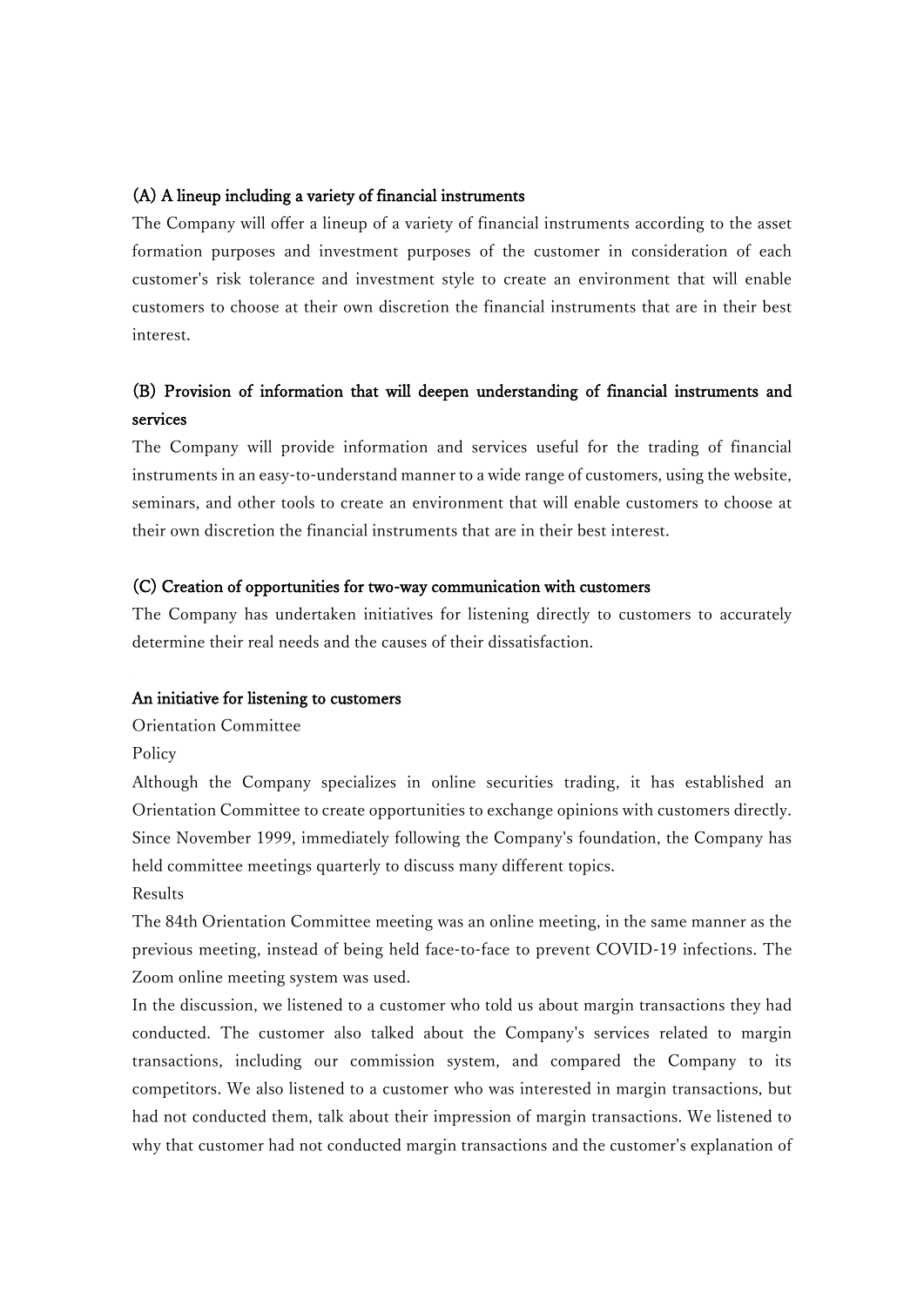**(A) A lineup including a variety of financial instruments**

The Company will offer a lineup of a variety of financial instruments according to the asset formation purposes and investment purposes of the customer in consideration of each customer's risk tolerance and investment style to create an environment that will enable customers to choose at their own discretion the financial instruments that are in their best interest.

**(B) Provision of information that will deepen understanding of financial instruments and services**

The Company will provide information and services useful for the trading of financial instruments in an easy-to-understand manner to a wide range of customers, using the website, seminars, and other tools to create an environment that will enable customers to choose at their own discretion the financial instruments that are in their best interest.

**(C) Creation of opportunities for two-way communication with customers**

The Company has undertaken initiatives for listening directly to customers to accurately determine their real needs and the causes of their dissatisfaction.

**An initiative for listening to customers**

Orientation Committee

Policy

Although the Company specializes in online securities trading, it has established an Orientation Committee to create opportunities to exchange opinions with customers directly. Since November 1999, immediately following the Company's foundation, the Company has held committee meetings quarterly to discuss many different topics.

Results

The 84th Orientation Committee meeting was an online meeting, in the same manner as the previous meeting, instead of being held face-to-face to prevent COVID-19 infections. The Zoom online meeting system was used.

In the discussion, we listened to a customer who told us about margin transactions they had conducted. The customer also talked about the Company's services related to margin transactions, including our commission system, and compared the Company to its competitors. We also listened to a customer who was interested in margin transactions, but had not conducted them, talk about their impression of margin transactions. We listened to why that customer had not conducted margin transactions and the customer's explanation of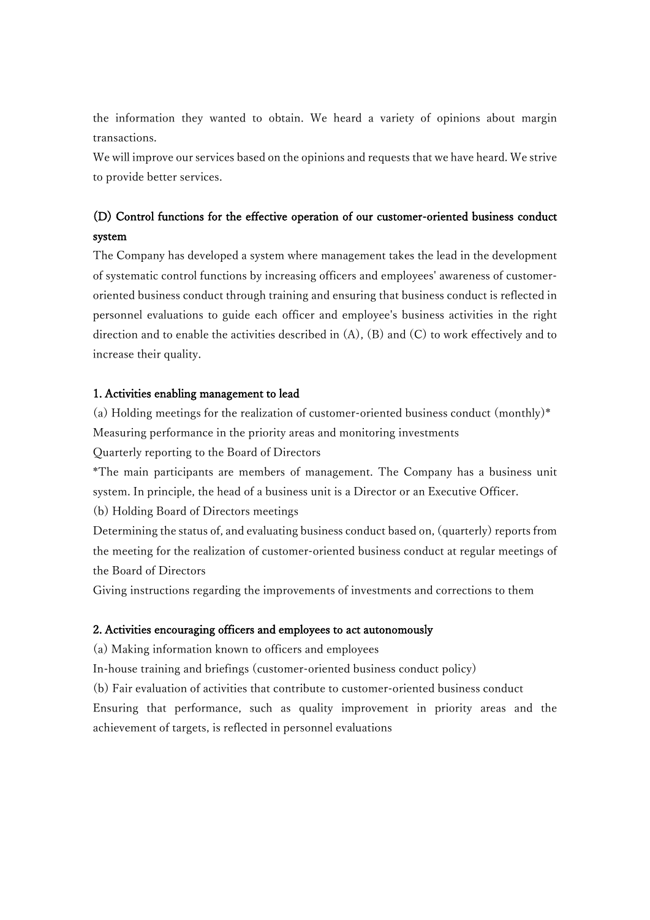the information they wanted to obtain. We heard a variety of opinions about margin transactions.

We will improve our services based on the opinions and requests that we have heard. We strive to provide better services.

### (D) Control functions for the effective operation of our customer-oriented business conduct system

The Company has developed a system where management takes the lead in the development of systematic control functions by increasing officers and employees' awareness of customer-oriented business conduct through training and ensuring that business conduct is reflected in personnel evaluations to guide each officer and employee's business activities in the right direction and to enable the activities described in (A), (B) and (C) to work effectively and to increase their quality.

#### 1. Activities enabling management to lead

(a) Holding meetings for the realization of customer-oriented business conduct (monthly)*

Measuring performance in the priority areas and monitoring investments

Quarterly reporting to the Board of Directors

*The main participants are members of management. The Company has a business unit system. In principle, the head of a business unit is a Director or an Executive Officer.

(b) Holding Board of Directors meetings

Determining the status of, and evaluating business conduct based on, (quarterly) reports from the meeting for the realization of customer-oriented business conduct at regular meetings of the Board of Directors

Giving instructions regarding the improvements of investments and corrections to them

#### 2. Activities encouraging officers and employees to act autonomously

(a) Making information known to officers and employees

In-house training and briefings (customer-oriented business conduct policy)

(b) Fair evaluation of activities that contribute to customer-oriented business conduct

Ensuring that performance, such as quality improvement in priority areas and the achievement of targets, is reflected in personnel evaluations